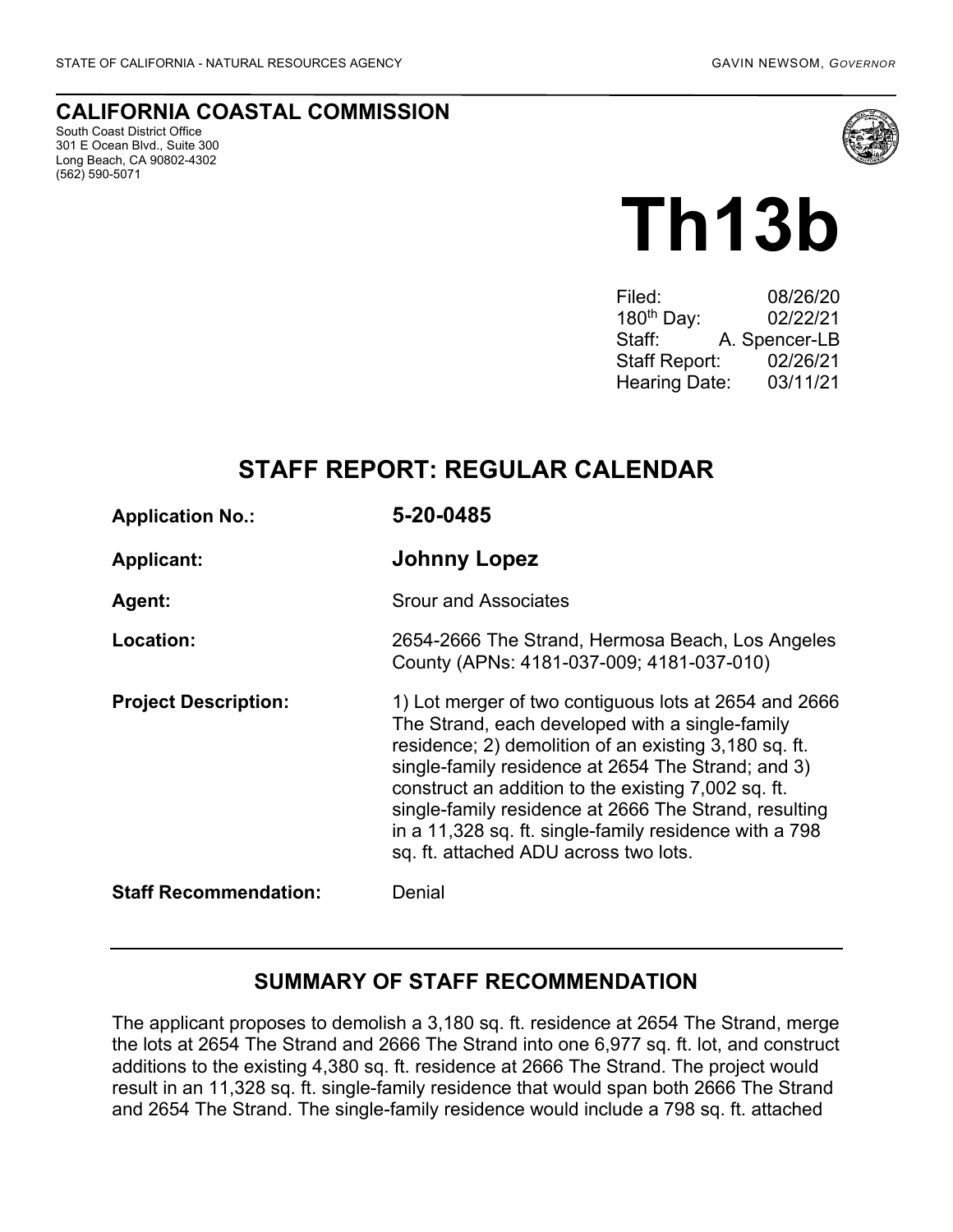STATE OF CALIFORNIA - NATURAL RESOURCES AGENCY GAVIN NEWSOM, *GOVERNOR*

## CALIFORNIA COASTAL COMMISSION

South Coast District Office
301 E Ocean Blvd., Suite 300
Long Beach, CA 90802-4302
(562) 590-5071

# Th13b

| | |
|---|---|
| Filed: | 08/26/20 |
| 180th Day: | 02/22/21 |
| Staff: | A. Spencer-LB |
| Staff Report: | 02/26/21 |
| Hearing Date: | 03/11/21 |

## STAFF REPORT: REGULAR CALENDAR

| | |
|---|---|
| **Application No.:** | **5-20-0485** |
| **Applicant:** | **Johnny Lopez** |
| **Agent:** | Srour and Associates |
| **Location:** | 2654-2666 The Strand, Hermosa Beach, Los Angeles County (APNs: 4181-037-009; 4181-037-010) |
| **Project Description:** | 1) Lot merger of two contiguous lots at 2654 and 2666 The Strand, each developed with a single-family residence; 2) demolition of an existing 3,180 sq. ft. single-family residence at 2654 The Strand; and 3) construct an addition to the existing 7,002 sq. ft. single-family residence at 2666 The Strand, resulting in a 11,328 sq. ft. single-family residence with a 798 sq. ft. attached ADU across two lots. |
| **Staff Recommendation:** | Denial |

## SUMMARY OF STAFF RECOMMENDATION

The applicant proposes to demolish a 3,180 sq. ft. residence at 2654 The Strand, merge the lots at 2654 The Strand and 2666 The Strand into one 6,977 sq. ft. lot, and construct additions to the existing 4,380 sq. ft. residence at 2666 The Strand. The project would result in an 11,328 sq. ft. single-family residence that would span both 2666 The Strand and 2654 The Strand. The single-family residence would include a 798 sq. ft. attached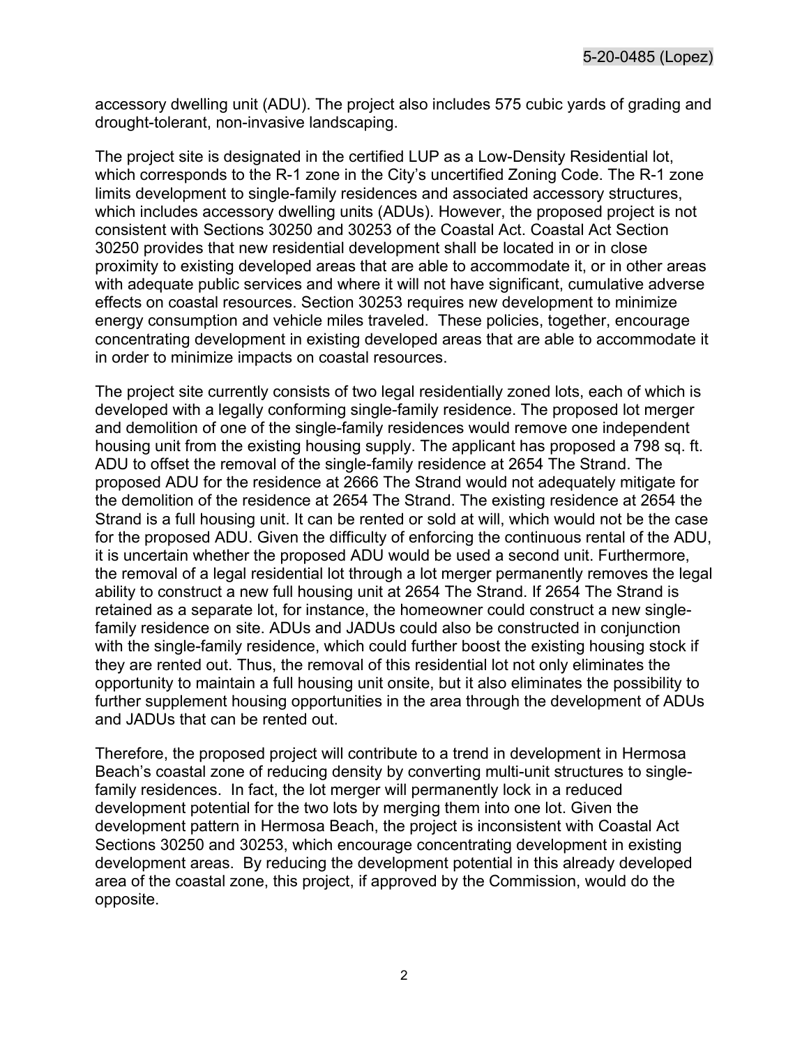accessory dwelling unit (ADU). The project also includes 575 cubic yards of grading and drought-tolerant, non-invasive landscaping.

The project site is designated in the certified LUP as a Low-Density Residential lot, which corresponds to the R-1 zone in the City's uncertified Zoning Code. The R-1 zone limits development to single-family residences and associated accessory structures, which includes accessory dwelling units (ADUs). However, the proposed project is not consistent with Sections 30250 and 30253 of the Coastal Act. Coastal Act Section 30250 provides that new residential development shall be located in or in close proximity to existing developed areas that are able to accommodate it, or in other areas with adequate public services and where it will not have significant, cumulative adverse effects on coastal resources. Section 30253 requires new development to minimize energy consumption and vehicle miles traveled. These policies, together, encourage concentrating development in existing developed areas that are able to accommodate it in order to minimize impacts on coastal resources.

The project site currently consists of two legal residentially zoned lots, each of which is developed with a legally conforming single-family residence. The proposed lot merger and demolition of one of the single-family residences would remove one independent housing unit from the existing housing supply. The applicant has proposed a 798 sq. ft. ADU to offset the removal of the single-family residence at 2654 The Strand. The proposed ADU for the residence at 2666 The Strand would not adequately mitigate for the demolition of the residence at 2654 The Strand. The existing residence at 2654 the Strand is a full housing unit. It can be rented or sold at will, which would not be the case for the proposed ADU. Given the difficulty of enforcing the continuous rental of the ADU, it is uncertain whether the proposed ADU would be used a second unit. Furthermore, the removal of a legal residential lot through a lot merger permanently removes the legal ability to construct a new full housing unit at 2654 The Strand. If 2654 The Strand is retained as a separate lot, for instance, the homeowner could construct a new single-family residence on site. ADUs and JADUs could also be constructed in conjunction with the single-family residence, which could further boost the existing housing stock if they are rented out. Thus, the removal of this residential lot not only eliminates the opportunity to maintain a full housing unit onsite, but it also eliminates the possibility to further supplement housing opportunities in the area through the development of ADUs and JADUs that can be rented out.

Therefore, the proposed project will contribute to a trend in development in Hermosa Beach's coastal zone of reducing density by converting multi-unit structures to single-family residences. In fact, the lot merger will permanently lock in a reduced development potential for the two lots by merging them into one lot. Given the development pattern in Hermosa Beach, the project is inconsistent with Coastal Act Sections 30250 and 30253, which encourage concentrating development in existing development areas. By reducing the development potential in this already developed area of the coastal zone, this project, if approved by the Commission, would do the opposite.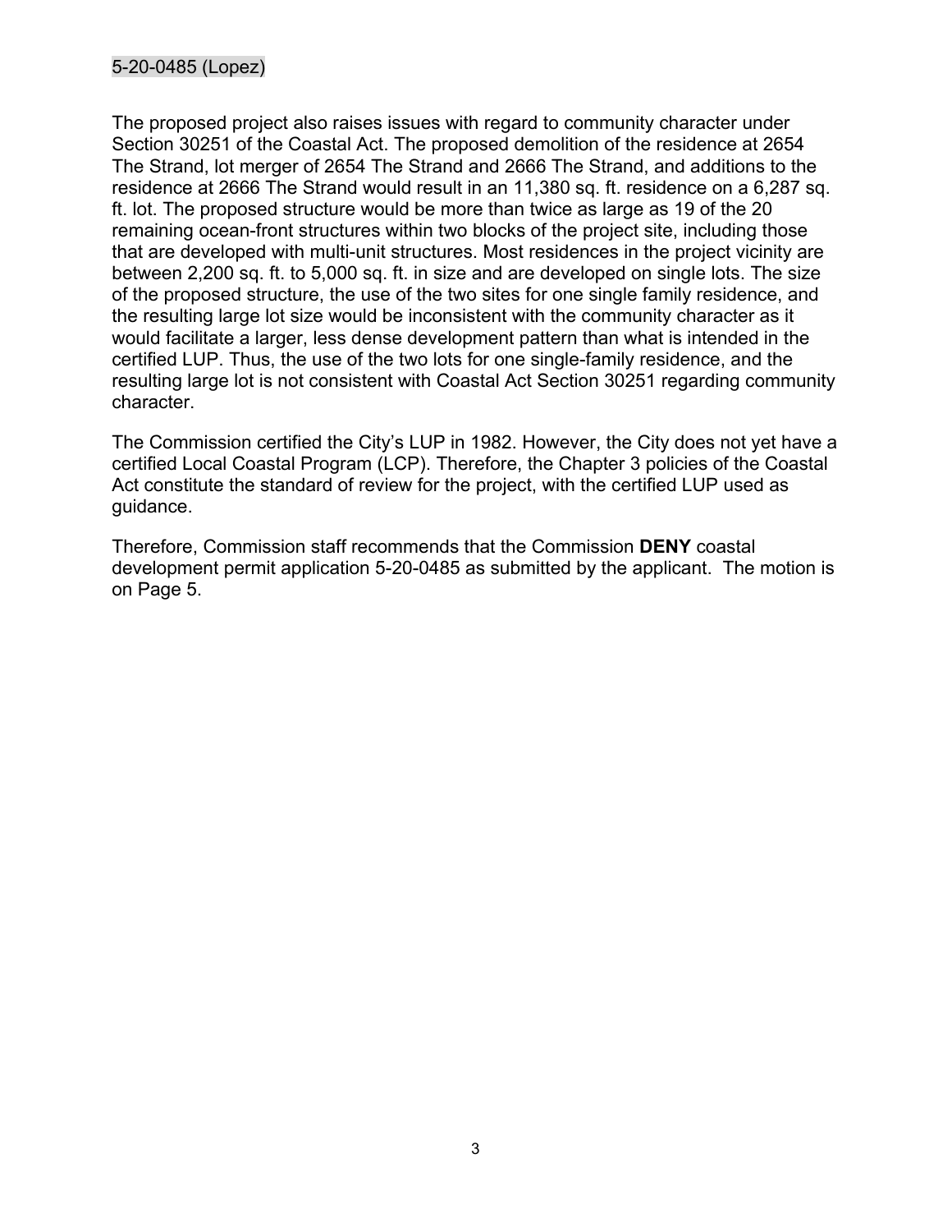The proposed project also raises issues with regard to community character under Section 30251 of the Coastal Act. The proposed demolition of the residence at 2654 The Strand, lot merger of 2654 The Strand and 2666 The Strand, and additions to the residence at 2666 The Strand would result in an 11,380 sq. ft. residence on a 6,287 sq. ft. lot. The proposed structure would be more than twice as large as 19 of the 20 remaining ocean-front structures within two blocks of the project site, including those that are developed with multi-unit structures. Most residences in the project vicinity are between 2,200 sq. ft. to 5,000 sq. ft. in size and are developed on single lots. The size of the proposed structure, the use of the two sites for one single family residence, and the resulting large lot size would be inconsistent with the community character as it would facilitate a larger, less dense development pattern than what is intended in the certified LUP. Thus, the use of the two lots for one single-family residence, and the resulting large lot is not consistent with Coastal Act Section 30251 regarding community character.

The Commission certified the City's LUP in 1982. However, the City does not yet have a certified Local Coastal Program (LCP). Therefore, the Chapter 3 policies of the Coastal Act constitute the standard of review for the project, with the certified LUP used as guidance.

Therefore, Commission staff recommends that the Commission **DENY** coastal development permit application 5-20-0485 as submitted by the applicant. The motion is on Page 5.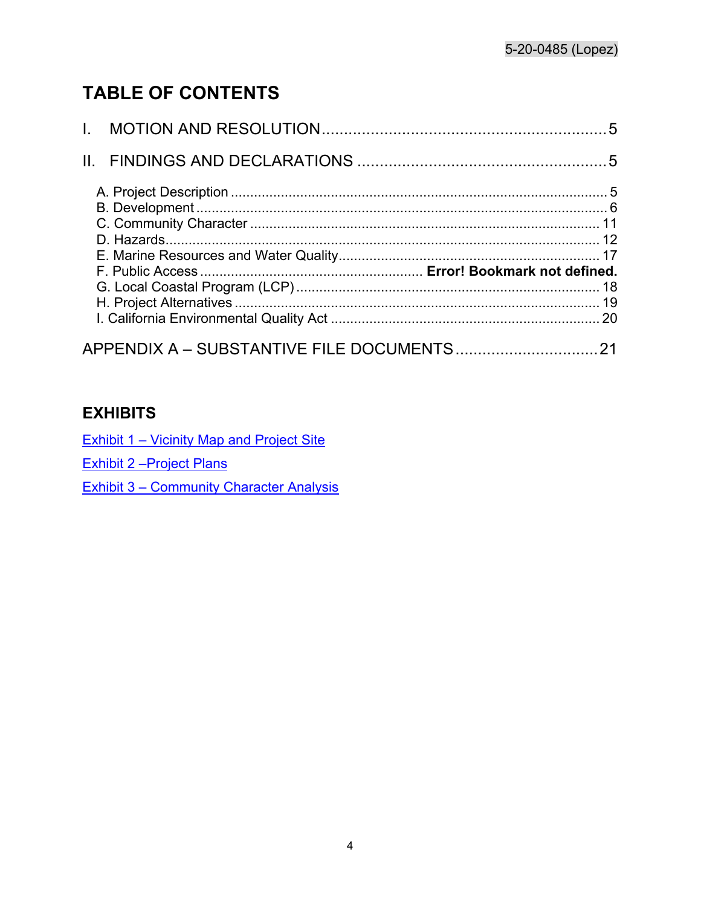# TABLE OF CONTENTS

I. MOTION AND RESOLUTION ............................................................ 5

II. FINDINGS AND DECLARATIONS ..................................................... 5

A. Project Description ........................................................................................ 5
B. Development .................................................................................................. 6
C. Community Character .................................................................................. 11
D. Hazards......................................................................................................... 12
E. Marine Resources and Water Quality.......................................................... 17
F. Public Access ........................................................ **Error! Bookmark not defined.**
G. Local Coastal Program (LCP) ...................................................................... 18
H. Project Alternatives ..................................................................................... 19
I. California Environmental Quality Act .......................................................... 20

APPENDIX A – SUBSTANTIVE FILE DOCUMENTS ................................ 21

## EXHIBITS

Exhibit 1 – Vicinity Map and Project Site

Exhibit 2 –Project Plans

Exhibit 3 – Community Character Analysis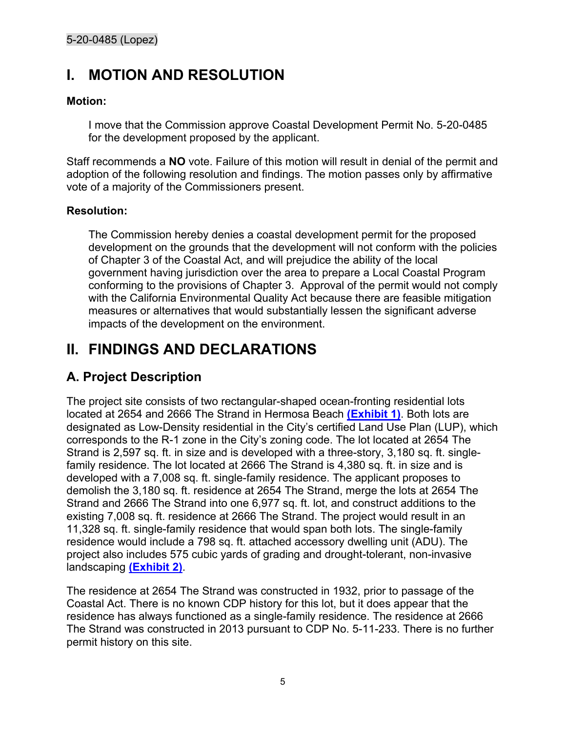# I. MOTION AND RESOLUTION

**Motion:**

> I move that the Commission approve Coastal Development Permit No. 5-20-0485 for the development proposed by the applicant.

Staff recommends a **NO** vote. Failure of this motion will result in denial of the permit and adoption of the following resolution and findings. The motion passes only by affirmative vote of a majority of the Commissioners present.

**Resolution:**

> The Commission hereby denies a coastal development permit for the proposed development on the grounds that the development will not conform with the policies of Chapter 3 of the Coastal Act, and will prejudice the ability of the local government having jurisdiction over the area to prepare a Local Coastal Program conforming to the provisions of Chapter 3. Approval of the permit would not comply with the California Environmental Quality Act because there are feasible mitigation measures or alternatives that would substantially lessen the significant adverse impacts of the development on the environment.

# II. FINDINGS AND DECLARATIONS

## A. Project Description

The project site consists of two rectangular-shaped ocean-fronting residential lots located at 2654 and 2666 The Strand in Hermosa Beach **(Exhibit 1)**. Both lots are designated as Low-Density residential in the City's certified Land Use Plan (LUP), which corresponds to the R-1 zone in the City's zoning code. The lot located at 2654 The Strand is 2,597 sq. ft. in size and is developed with a three-story, 3,180 sq. ft. single-family residence. The lot located at 2666 The Strand is 4,380 sq. ft. in size and is developed with a 7,008 sq. ft. single-family residence. The applicant proposes to demolish the 3,180 sq. ft. residence at 2654 The Strand, merge the lots at 2654 The Strand and 2666 The Strand into one 6,977 sq. ft. lot, and construct additions to the existing 7,008 sq. ft. residence at 2666 The Strand. The project would result in an 11,328 sq. ft. single-family residence that would span both lots. The single-family residence would include a 798 sq. ft. attached accessory dwelling unit (ADU). The project also includes 575 cubic yards of grading and drought-tolerant, non-invasive landscaping **(Exhibit 2)**.

The residence at 2654 The Strand was constructed in 1932, prior to passage of the Coastal Act. There is no known CDP history for this lot, but it does appear that the residence has always functioned as a single-family residence. The residence at 2666 The Strand was constructed in 2013 pursuant to CDP No. 5-11-233. There is no further permit history on this site.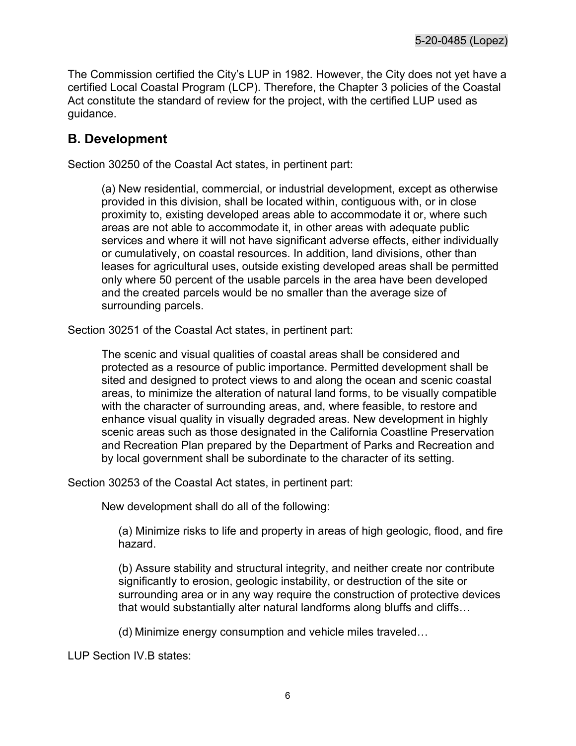The Commission certified the City's LUP in 1982. However, the City does not yet have a certified Local Coastal Program (LCP). Therefore, the Chapter 3 policies of the Coastal Act constitute the standard of review for the project, with the certified LUP used as guidance.

## B. Development

Section 30250 of the Coastal Act states, in pertinent part:

> (a) New residential, commercial, or industrial development, except as otherwise provided in this division, shall be located within, contiguous with, or in close proximity to, existing developed areas able to accommodate it or, where such areas are not able to accommodate it, in other areas with adequate public services and where it will not have significant adverse effects, either individually or cumulatively, on coastal resources. In addition, land divisions, other than leases for agricultural uses, outside existing developed areas shall be permitted only where 50 percent of the usable parcels in the area have been developed and the created parcels would be no smaller than the average size of surrounding parcels.

Section 30251 of the Coastal Act states, in pertinent part:

> The scenic and visual qualities of coastal areas shall be considered and protected as a resource of public importance. Permitted development shall be sited and designed to protect views to and along the ocean and scenic coastal areas, to minimize the alteration of natural land forms, to be visually compatible with the character of surrounding areas, and, where feasible, to restore and enhance visual quality in visually degraded areas. New development in highly scenic areas such as those designated in the California Coastline Preservation and Recreation Plan prepared by the Department of Parks and Recreation and by local government shall be subordinate to the character of its setting.

Section 30253 of the Coastal Act states, in pertinent part:

> New development shall do all of the following:
>
> (a) Minimize risks to life and property in areas of high geologic, flood, and fire hazard.
>
> (b) Assure stability and structural integrity, and neither create nor contribute significantly to erosion, geologic instability, or destruction of the site or surrounding area or in any way require the construction of protective devices that would substantially alter natural landforms along bluffs and cliffs…
>
> (d) Minimize energy consumption and vehicle miles traveled…

LUP Section IV.B states: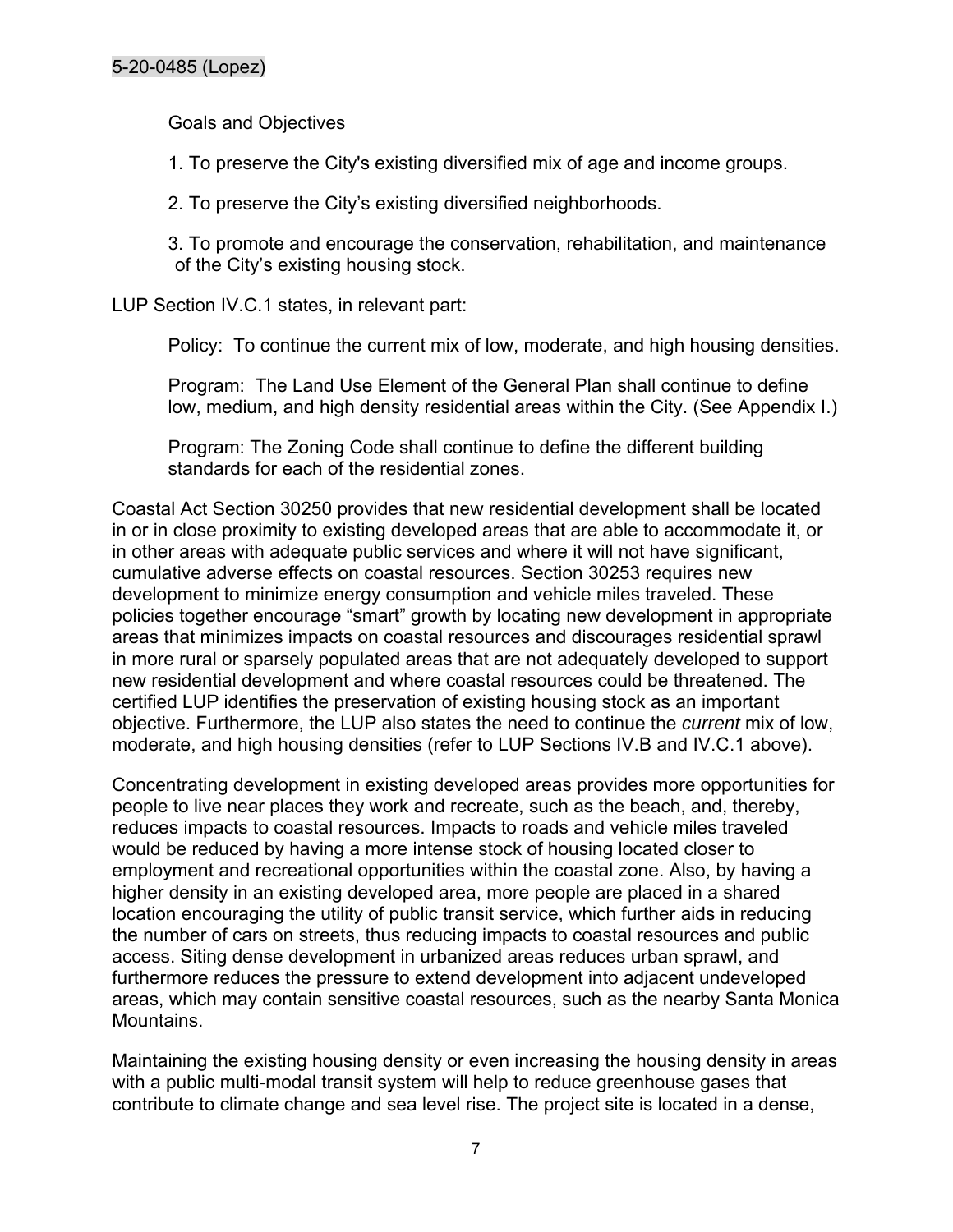Goals and Objectives

1. To preserve the City's existing diversified mix of age and income groups.

2. To preserve the City's existing diversified neighborhoods.

3. To promote and encourage the conservation, rehabilitation, and maintenance of the City's existing housing stock.

LUP Section IV.C.1 states, in relevant part:

> Policy: To continue the current mix of low, moderate, and high housing densities.
>
> Program: The Land Use Element of the General Plan shall continue to define low, medium, and high density residential areas within the City. (See Appendix I.)
>
> Program: The Zoning Code shall continue to define the different building standards for each of the residential zones.

Coastal Act Section 30250 provides that new residential development shall be located in or in close proximity to existing developed areas that are able to accommodate it, or in other areas with adequate public services and where it will not have significant, cumulative adverse effects on coastal resources. Section 30253 requires new development to minimize energy consumption and vehicle miles traveled. These policies together encourage "smart" growth by locating new development in appropriate areas that minimizes impacts on coastal resources and discourages residential sprawl in more rural or sparsely populated areas that are not adequately developed to support new residential development and where coastal resources could be threatened. The certified LUP identifies the preservation of existing housing stock as an important objective. Furthermore, the LUP also states the need to continue the *current* mix of low, moderate, and high housing densities (refer to LUP Sections IV.B and IV.C.1 above).

Concentrating development in existing developed areas provides more opportunities for people to live near places they work and recreate, such as the beach, and, thereby, reduces impacts to coastal resources. Impacts to roads and vehicle miles traveled would be reduced by having a more intense stock of housing located closer to employment and recreational opportunities within the coastal zone. Also, by having a higher density in an existing developed area, more people are placed in a shared location encouraging the utility of public transit service, which further aids in reducing the number of cars on streets, thus reducing impacts to coastal resources and public access. Siting dense development in urbanized areas reduces urban sprawl, and furthermore reduces the pressure to extend development into adjacent undeveloped areas, which may contain sensitive coastal resources, such as the nearby Santa Monica Mountains.

Maintaining the existing housing density or even increasing the housing density in areas with a public multi-modal transit system will help to reduce greenhouse gases that contribute to climate change and sea level rise. The project site is located in a dense,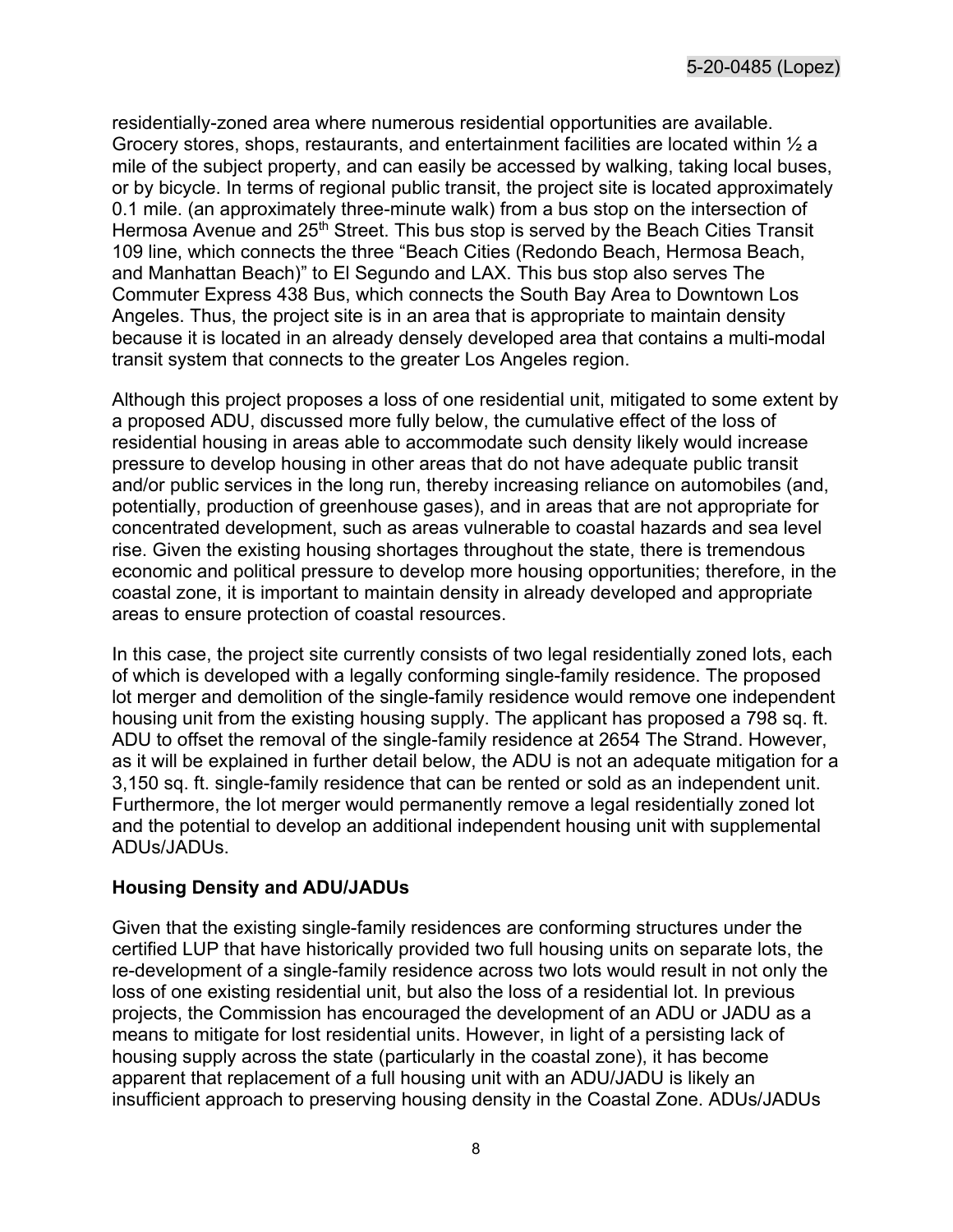residentially-zoned area where numerous residential opportunities are available. Grocery stores, shops, restaurants, and entertainment facilities are located within ½ a mile of the subject property, and can easily be accessed by walking, taking local buses, or by bicycle. In terms of regional public transit, the project site is located approximately 0.1 mile. (an approximately three-minute walk) from a bus stop on the intersection of Hermosa Avenue and 25th Street. This bus stop is served by the Beach Cities Transit 109 line, which connects the three "Beach Cities (Redondo Beach, Hermosa Beach, and Manhattan Beach)" to El Segundo and LAX. This bus stop also serves The Commuter Express 438 Bus, which connects the South Bay Area to Downtown Los Angeles. Thus, the project site is in an area that is appropriate to maintain density because it is located in an already densely developed area that contains a multi-modal transit system that connects to the greater Los Angeles region.

Although this project proposes a loss of one residential unit, mitigated to some extent by a proposed ADU, discussed more fully below, the cumulative effect of the loss of residential housing in areas able to accommodate such density likely would increase pressure to develop housing in other areas that do not have adequate public transit and/or public services in the long run, thereby increasing reliance on automobiles (and, potentially, production of greenhouse gases), and in areas that are not appropriate for concentrated development, such as areas vulnerable to coastal hazards and sea level rise. Given the existing housing shortages throughout the state, there is tremendous economic and political pressure to develop more housing opportunities; therefore, in the coastal zone, it is important to maintain density in already developed and appropriate areas to ensure protection of coastal resources.

In this case, the project site currently consists of two legal residentially zoned lots, each of which is developed with a legally conforming single-family residence. The proposed lot merger and demolition of the single-family residence would remove one independent housing unit from the existing housing supply. The applicant has proposed a 798 sq. ft. ADU to offset the removal of the single-family residence at 2654 The Strand. However, as it will be explained in further detail below, the ADU is not an adequate mitigation for a 3,150 sq. ft. single-family residence that can be rented or sold as an independent unit. Furthermore, the lot merger would permanently remove a legal residentially zoned lot and the potential to develop an additional independent housing unit with supplemental ADUs/JADUs.

### Housing Density and ADU/JADUs

Given that the existing single-family residences are conforming structures under the certified LUP that have historically provided two full housing units on separate lots, the re-development of a single-family residence across two lots would result in not only the loss of one existing residential unit, but also the loss of a residential lot. In previous projects, the Commission has encouraged the development of an ADU or JADU as a means to mitigate for lost residential units. However, in light of a persisting lack of housing supply across the state (particularly in the coastal zone), it has become apparent that replacement of a full housing unit with an ADU/JADU is likely an insufficient approach to preserving housing density in the Coastal Zone. ADUs/JADUs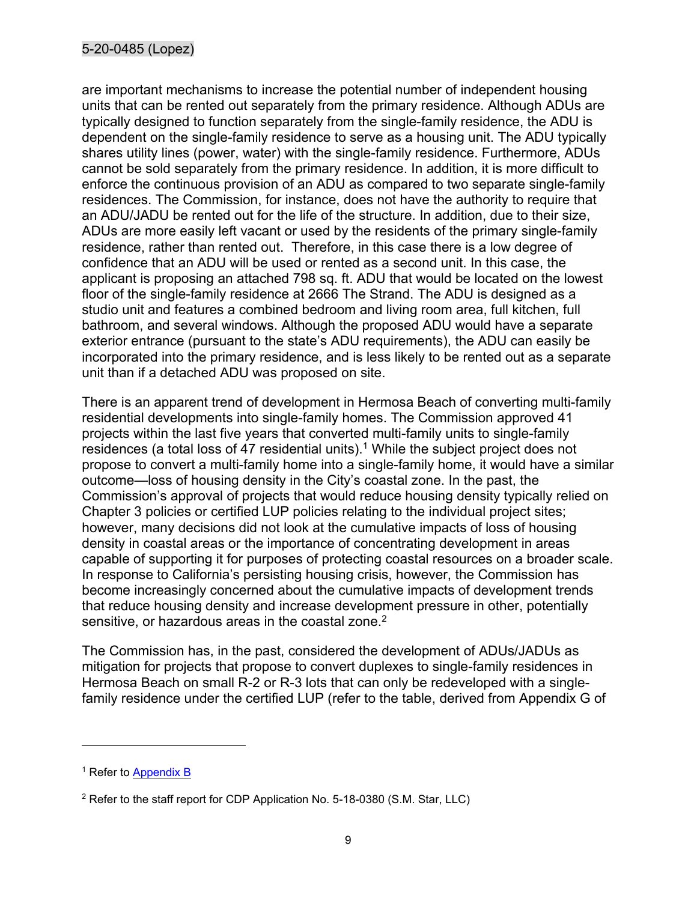are important mechanisms to increase the potential number of independent housing units that can be rented out separately from the primary residence. Although ADUs are typically designed to function separately from the single-family residence, the ADU is dependent on the single-family residence to serve as a housing unit. The ADU typically shares utility lines (power, water) with the single-family residence. Furthermore, ADUs cannot be sold separately from the primary residence. In addition, it is more difficult to enforce the continuous provision of an ADU as compared to two separate single-family residences. The Commission, for instance, does not have the authority to require that an ADU/JADU be rented out for the life of the structure. In addition, due to their size, ADUs are more easily left vacant or used by the residents of the primary single-family residence, rather than rented out. Therefore, in this case there is a low degree of confidence that an ADU will be used or rented as a second unit. In this case, the applicant is proposing an attached 798 sq. ft. ADU that would be located on the lowest floor of the single-family residence at 2666 The Strand. The ADU is designed as a studio unit and features a combined bedroom and living room area, full kitchen, full bathroom, and several windows. Although the proposed ADU would have a separate exterior entrance (pursuant to the state's ADU requirements), the ADU can easily be incorporated into the primary residence, and is less likely to be rented out as a separate unit than if a detached ADU was proposed on site.

There is an apparent trend of development in Hermosa Beach of converting multi-family residential developments into single-family homes. The Commission approved 41 projects within the last five years that converted multi-family units to single-family residences (a total loss of 47 residential units).[1] While the subject project does not propose to convert a multi-family home into a single-family home, it would have a similar outcome—loss of housing density in the City's coastal zone. In the past, the Commission's approval of projects that would reduce housing density typically relied on Chapter 3 policies or certified LUP policies relating to the individual project sites; however, many decisions did not look at the cumulative impacts of loss of housing density in coastal areas or the importance of concentrating development in areas capable of supporting it for purposes of protecting coastal resources on a broader scale. In response to California's persisting housing crisis, however, the Commission has become increasingly concerned about the cumulative impacts of development trends that reduce housing density and increase development pressure in other, potentially sensitive, or hazardous areas in the coastal zone.[2]

The Commission has, in the past, considered the development of ADUs/JADUs as mitigation for projects that propose to convert duplexes to single-family residences in Hermosa Beach on small R-2 or R-3 lots that can only be redeveloped with a single-family residence under the certified LUP (refer to the table, derived from Appendix G of

---

[1] Refer to Appendix B

[2] Refer to the staff report for CDP Application No. 5-18-0380 (S.M. Star, LLC)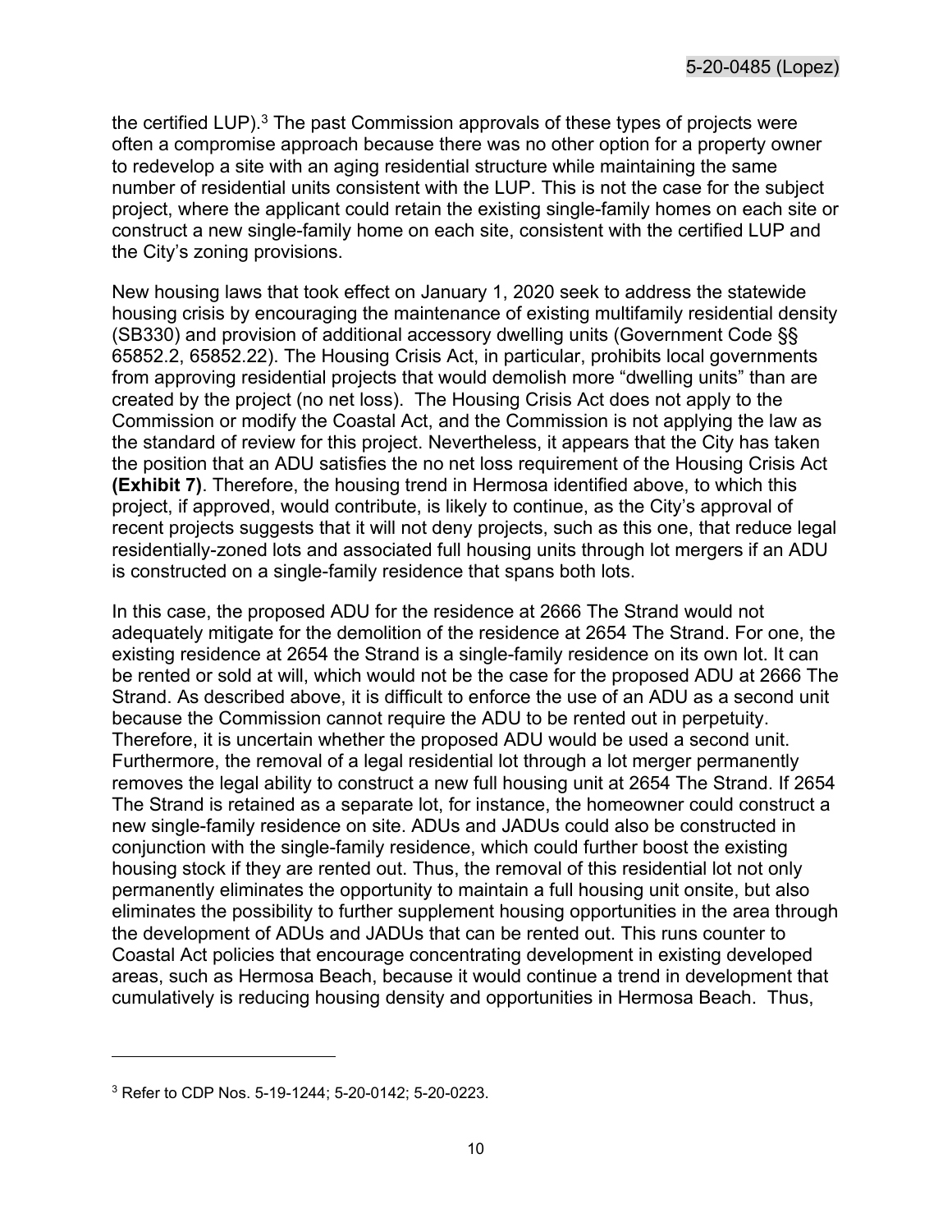the certified LUP).[3] The past Commission approvals of these types of projects were often a compromise approach because there was no other option for a property owner to redevelop a site with an aging residential structure while maintaining the same number of residential units consistent with the LUP. This is not the case for the subject project, where the applicant could retain the existing single-family homes on each site or construct a new single-family home on each site, consistent with the certified LUP and the City's zoning provisions.

New housing laws that took effect on January 1, 2020 seek to address the statewide housing crisis by encouraging the maintenance of existing multifamily residential density (SB330) and provision of additional accessory dwelling units (Government Code §§ 65852.2, 65852.22). The Housing Crisis Act, in particular, prohibits local governments from approving residential projects that would demolish more "dwelling units" than are created by the project (no net loss). The Housing Crisis Act does not apply to the Commission or modify the Coastal Act, and the Commission is not applying the law as the standard of review for this project. Nevertheless, it appears that the City has taken the position that an ADU satisfies the no net loss requirement of the Housing Crisis Act **(Exhibit 7)**. Therefore, the housing trend in Hermosa identified above, to which this project, if approved, would contribute, is likely to continue, as the City's approval of recent projects suggests that it will not deny projects, such as this one, that reduce legal residentially-zoned lots and associated full housing units through lot mergers if an ADU is constructed on a single-family residence that spans both lots.

In this case, the proposed ADU for the residence at 2666 The Strand would not adequately mitigate for the demolition of the residence at 2654 The Strand. For one, the existing residence at 2654 the Strand is a single-family residence on its own lot. It can be rented or sold at will, which would not be the case for the proposed ADU at 2666 The Strand. As described above, it is difficult to enforce the use of an ADU as a second unit because the Commission cannot require the ADU to be rented out in perpetuity. Therefore, it is uncertain whether the proposed ADU would be used a second unit. Furthermore, the removal of a legal residential lot through a lot merger permanently removes the legal ability to construct a new full housing unit at 2654 The Strand. If 2654 The Strand is retained as a separate lot, for instance, the homeowner could construct a new single-family residence on site. ADUs and JADUs could also be constructed in conjunction with the single-family residence, which could further boost the existing housing stock if they are rented out. Thus, the removal of this residential lot not only permanently eliminates the opportunity to maintain a full housing unit onsite, but also eliminates the possibility to further supplement housing opportunities in the area through the development of ADUs and JADUs that can be rented out. This runs counter to Coastal Act policies that encourage concentrating development in existing developed areas, such as Hermosa Beach, because it would continue a trend in development that cumulatively is reducing housing density and opportunities in Hermosa Beach. Thus,

---

[3] Refer to CDP Nos. 5-19-1244; 5-20-0142; 5-20-0223.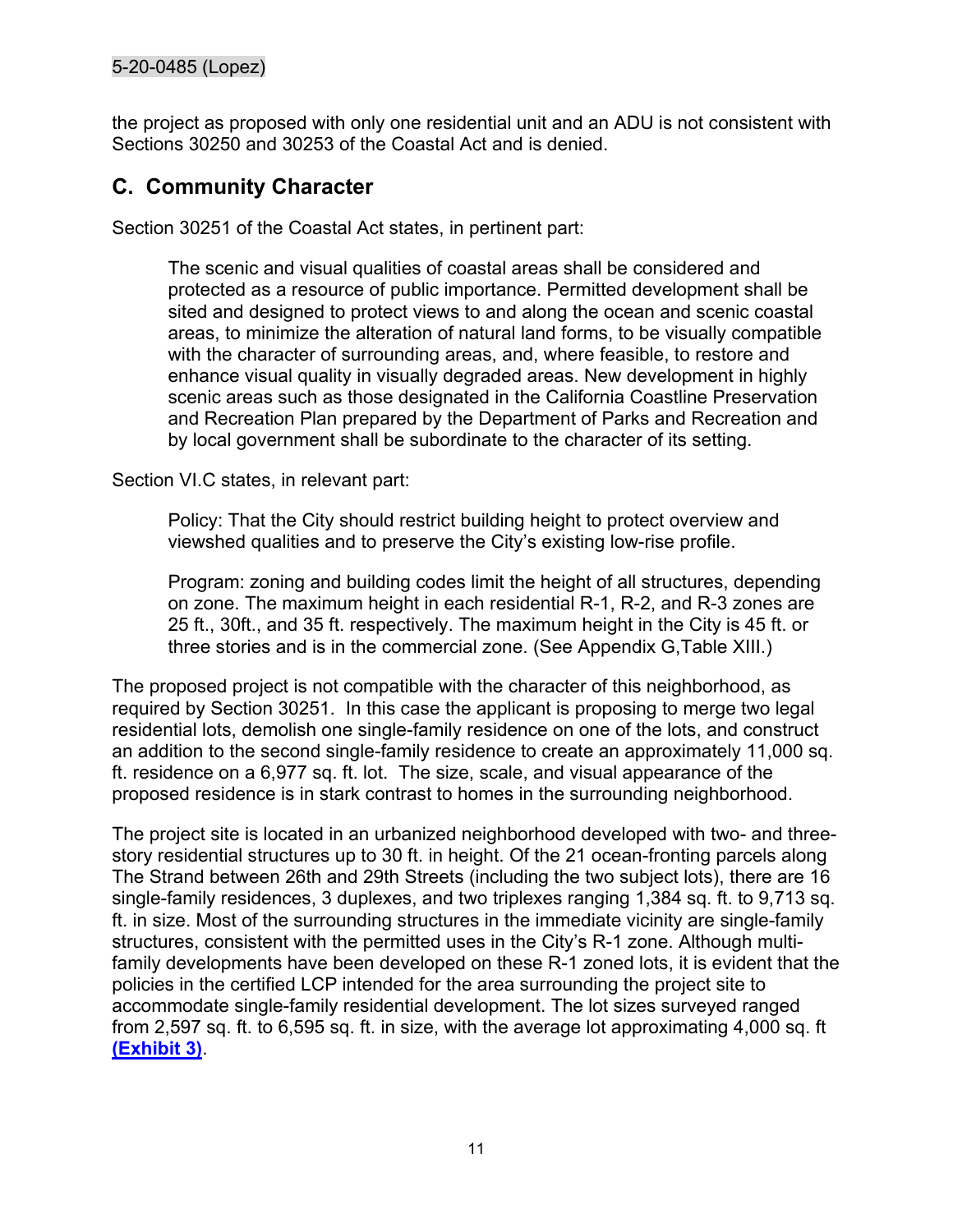the project as proposed with only one residential unit and an ADU is not consistent with Sections 30250 and 30253 of the Coastal Act and is denied.

## C. Community Character

Section 30251 of the Coastal Act states, in pertinent part:

> The scenic and visual qualities of coastal areas shall be considered and protected as a resource of public importance. Permitted development shall be sited and designed to protect views to and along the ocean and scenic coastal areas, to minimize the alteration of natural land forms, to be visually compatible with the character of surrounding areas, and, where feasible, to restore and enhance visual quality in visually degraded areas. New development in highly scenic areas such as those designated in the California Coastline Preservation and Recreation Plan prepared by the Department of Parks and Recreation and by local government shall be subordinate to the character of its setting.

Section VI.C states, in relevant part:

> Policy: That the City should restrict building height to protect overview and viewshed qualities and to preserve the City's existing low-rise profile.
>
> Program: zoning and building codes limit the height of all structures, depending on zone. The maximum height in each residential R-1, R-2, and R-3 zones are 25 ft., 30ft., and 35 ft. respectively. The maximum height in the City is 45 ft. or three stories and is in the commercial zone. (See Appendix G,Table XIII.)

The proposed project is not compatible with the character of this neighborhood, as required by Section 30251. In this case the applicant is proposing to merge two legal residential lots, demolish one single-family residence on one of the lots, and construct an addition to the second single-family residence to create an approximately 11,000 sq. ft. residence on a 6,977 sq. ft. lot. The size, scale, and visual appearance of the proposed residence is in stark contrast to homes in the surrounding neighborhood.

The project site is located in an urbanized neighborhood developed with two- and three-story residential structures up to 30 ft. in height. Of the 21 ocean-fronting parcels along The Strand between 26th and 29th Streets (including the two subject lots), there are 16 single-family residences, 3 duplexes, and two triplexes ranging 1,384 sq. ft. to 9,713 sq. ft. in size. Most of the surrounding structures in the immediate vicinity are single-family structures, consistent with the permitted uses in the City's R-1 zone. Although multi-family developments have been developed on these R-1 zoned lots, it is evident that the policies in the certified LCP intended for the area surrounding the project site to accommodate single-family residential development. The lot sizes surveyed ranged from 2,597 sq. ft. to 6,595 sq. ft. in size, with the average lot approximating 4,000 sq. ft **(Exhibit 3)**.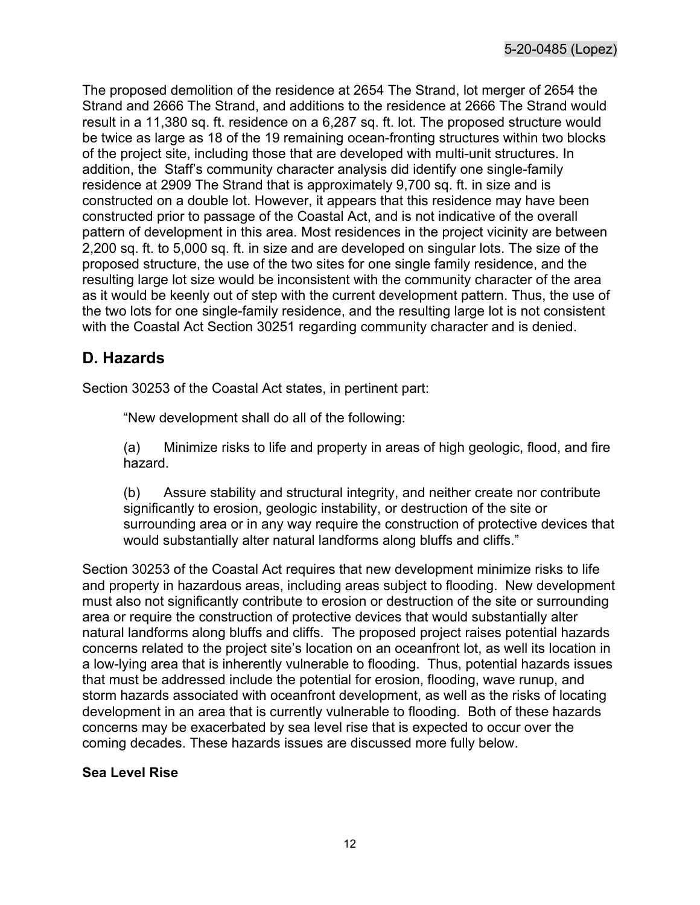The proposed demolition of the residence at 2654 The Strand, lot merger of 2654 the Strand and 2666 The Strand, and additions to the residence at 2666 The Strand would result in a 11,380 sq. ft. residence on a 6,287 sq. ft. lot. The proposed structure would be twice as large as 18 of the 19 remaining ocean-fronting structures within two blocks of the project site, including those that are developed with multi-unit structures. In addition, the Staff's community character analysis did identify one single-family residence at 2909 The Strand that is approximately 9,700 sq. ft. in size and is constructed on a double lot. However, it appears that this residence may have been constructed prior to passage of the Coastal Act, and is not indicative of the overall pattern of development in this area. Most residences in the project vicinity are between 2,200 sq. ft. to 5,000 sq. ft. in size and are developed on singular lots. The size of the proposed structure, the use of the two sites for one single family residence, and the resulting large lot size would be inconsistent with the community character of the area as it would be keenly out of step with the current development pattern. Thus, the use of the two lots for one single-family residence, and the resulting large lot is not consistent with the Coastal Act Section 30251 regarding community character and is denied.

## D. Hazards

Section 30253 of the Coastal Act states, in pertinent part:

> "New development shall do all of the following:
>
> (a) Minimize risks to life and property in areas of high geologic, flood, and fire hazard.
>
> (b) Assure stability and structural integrity, and neither create nor contribute significantly to erosion, geologic instability, or destruction of the site or surrounding area or in any way require the construction of protective devices that would substantially alter natural landforms along bluffs and cliffs."

Section 30253 of the Coastal Act requires that new development minimize risks to life and property in hazardous areas, including areas subject to flooding. New development must also not significantly contribute to erosion or destruction of the site or surrounding area or require the construction of protective devices that would substantially alter natural landforms along bluffs and cliffs. The proposed project raises potential hazards concerns related to the project site's location on an oceanfront lot, as well its location in a low-lying area that is inherently vulnerable to flooding. Thus, potential hazards issues that must be addressed include the potential for erosion, flooding, wave runup, and storm hazards associated with oceanfront development, as well as the risks of locating development in an area that is currently vulnerable to flooding. Both of these hazards concerns may be exacerbated by sea level rise that is expected to occur over the coming decades. These hazards issues are discussed more fully below.

**Sea Level Rise**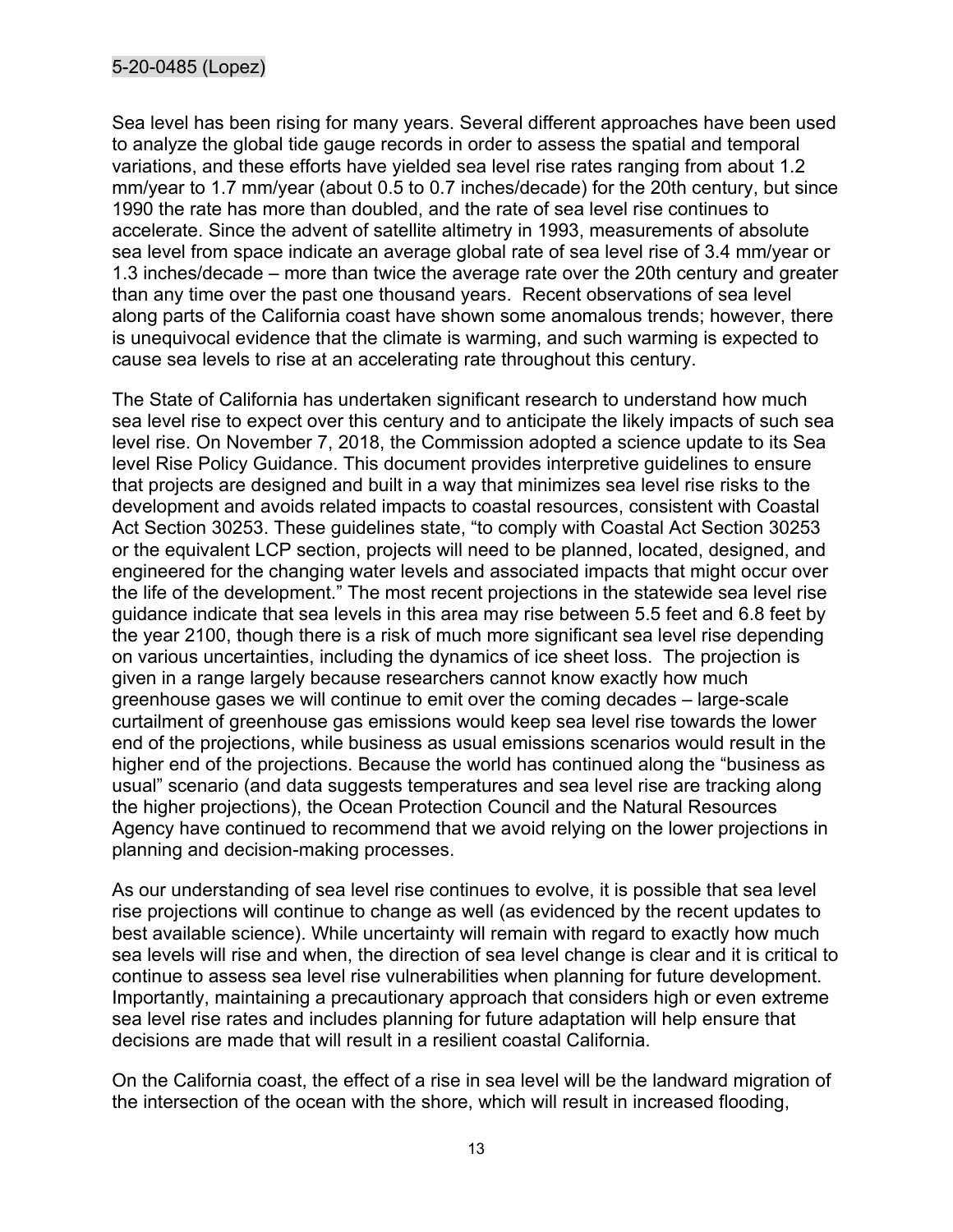Sea level has been rising for many years. Several different approaches have been used to analyze the global tide gauge records in order to assess the spatial and temporal variations, and these efforts have yielded sea level rise rates ranging from about 1.2 mm/year to 1.7 mm/year (about 0.5 to 0.7 inches/decade) for the 20th century, but since 1990 the rate has more than doubled, and the rate of sea level rise continues to accelerate. Since the advent of satellite altimetry in 1993, measurements of absolute sea level from space indicate an average global rate of sea level rise of 3.4 mm/year or 1.3 inches/decade – more than twice the average rate over the 20th century and greater than any time over the past one thousand years. Recent observations of sea level along parts of the California coast have shown some anomalous trends; however, there is unequivocal evidence that the climate is warming, and such warming is expected to cause sea levels to rise at an accelerating rate throughout this century.

The State of California has undertaken significant research to understand how much sea level rise to expect over this century and to anticipate the likely impacts of such sea level rise. On November 7, 2018, the Commission adopted a science update to its Sea level Rise Policy Guidance. This document provides interpretive guidelines to ensure that projects are designed and built in a way that minimizes sea level rise risks to the development and avoids related impacts to coastal resources, consistent with Coastal Act Section 30253. These guidelines state, "to comply with Coastal Act Section 30253 or the equivalent LCP section, projects will need to be planned, located, designed, and engineered for the changing water levels and associated impacts that might occur over the life of the development." The most recent projections in the statewide sea level rise guidance indicate that sea levels in this area may rise between 5.5 feet and 6.8 feet by the year 2100, though there is a risk of much more significant sea level rise depending on various uncertainties, including the dynamics of ice sheet loss. The projection is given in a range largely because researchers cannot know exactly how much greenhouse gases we will continue to emit over the coming decades – large-scale curtailment of greenhouse gas emissions would keep sea level rise towards the lower end of the projections, while business as usual emissions scenarios would result in the higher end of the projections. Because the world has continued along the "business as usual" scenario (and data suggests temperatures and sea level rise are tracking along the higher projections), the Ocean Protection Council and the Natural Resources Agency have continued to recommend that we avoid relying on the lower projections in planning and decision-making processes.

As our understanding of sea level rise continues to evolve, it is possible that sea level rise projections will continue to change as well (as evidenced by the recent updates to best available science). While uncertainty will remain with regard to exactly how much sea levels will rise and when, the direction of sea level change is clear and it is critical to continue to assess sea level rise vulnerabilities when planning for future development. Importantly, maintaining a precautionary approach that considers high or even extreme sea level rise rates and includes planning for future adaptation will help ensure that decisions are made that will result in a resilient coastal California.

On the California coast, the effect of a rise in sea level will be the landward migration of the intersection of the ocean with the shore, which will result in increased flooding,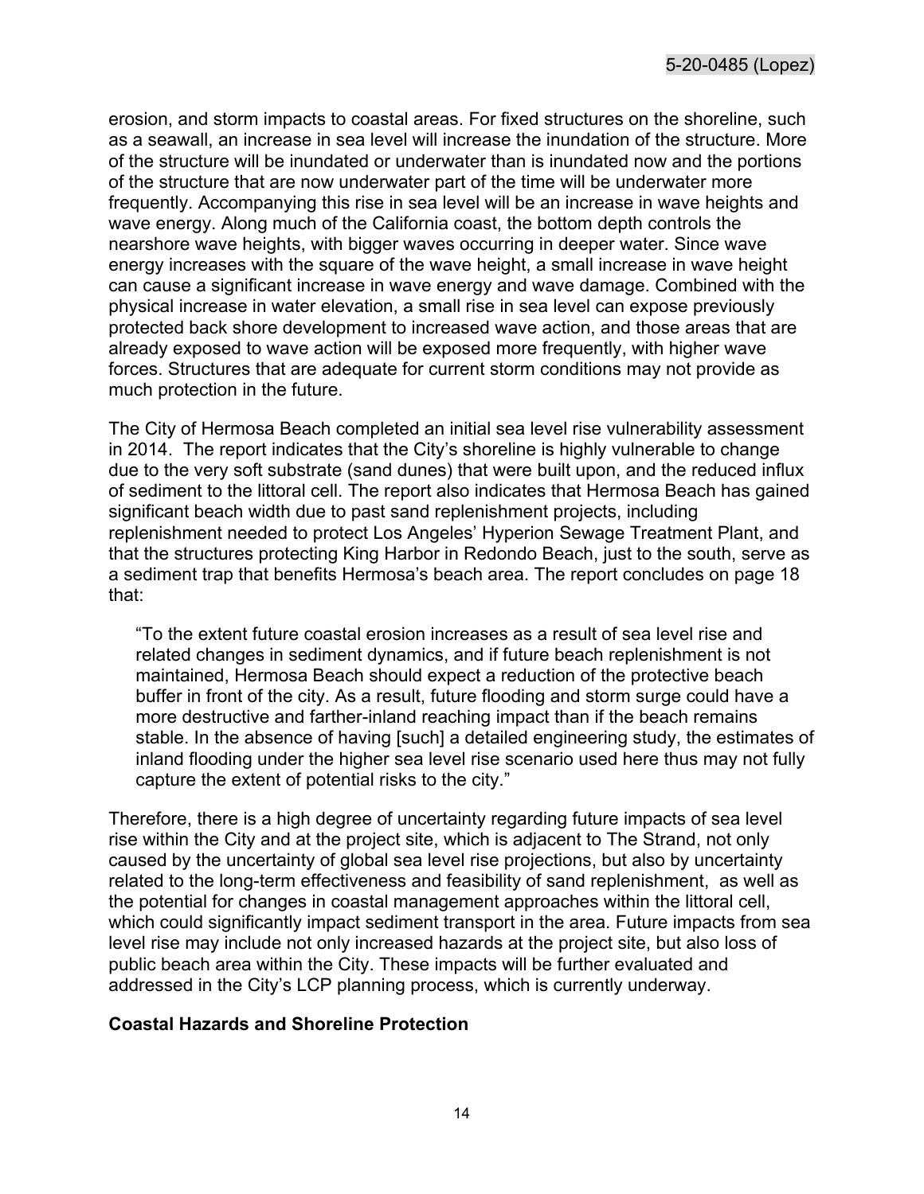erosion, and storm impacts to coastal areas. For fixed structures on the shoreline, such as a seawall, an increase in sea level will increase the inundation of the structure. More of the structure will be inundated or underwater than is inundated now and the portions of the structure that are now underwater part of the time will be underwater more frequently. Accompanying this rise in sea level will be an increase in wave heights and wave energy. Along much of the California coast, the bottom depth controls the nearshore wave heights, with bigger waves occurring in deeper water. Since wave energy increases with the square of the wave height, a small increase in wave height can cause a significant increase in wave energy and wave damage. Combined with the physical increase in water elevation, a small rise in sea level can expose previously protected back shore development to increased wave action, and those areas that are already exposed to wave action will be exposed more frequently, with higher wave forces. Structures that are adequate for current storm conditions may not provide as much protection in the future.

The City of Hermosa Beach completed an initial sea level rise vulnerability assessment in 2014. The report indicates that the City's shoreline is highly vulnerable to change due to the very soft substrate (sand dunes) that were built upon, and the reduced influx of sediment to the littoral cell. The report also indicates that Hermosa Beach has gained significant beach width due to past sand replenishment projects, including replenishment needed to protect Los Angeles' Hyperion Sewage Treatment Plant, and that the structures protecting King Harbor in Redondo Beach, just to the south, serve as a sediment trap that benefits Hermosa's beach area. The report concludes on page 18 that:

> "To the extent future coastal erosion increases as a result of sea level rise and related changes in sediment dynamics, and if future beach replenishment is not maintained, Hermosa Beach should expect a reduction of the protective beach buffer in front of the city. As a result, future flooding and storm surge could have a more destructive and farther-inland reaching impact than if the beach remains stable. In the absence of having [such] a detailed engineering study, the estimates of inland flooding under the higher sea level rise scenario used here thus may not fully capture the extent of potential risks to the city."

Therefore, there is a high degree of uncertainty regarding future impacts of sea level rise within the City and at the project site, which is adjacent to The Strand, not only caused by the uncertainty of global sea level rise projections, but also by uncertainty related to the long-term effectiveness and feasibility of sand replenishment, as well as the potential for changes in coastal management approaches within the littoral cell, which could significantly impact sediment transport in the area. Future impacts from sea level rise may include not only increased hazards at the project site, but also loss of public beach area within the City. These impacts will be further evaluated and addressed in the City's LCP planning process, which is currently underway.

**Coastal Hazards and Shoreline Protection**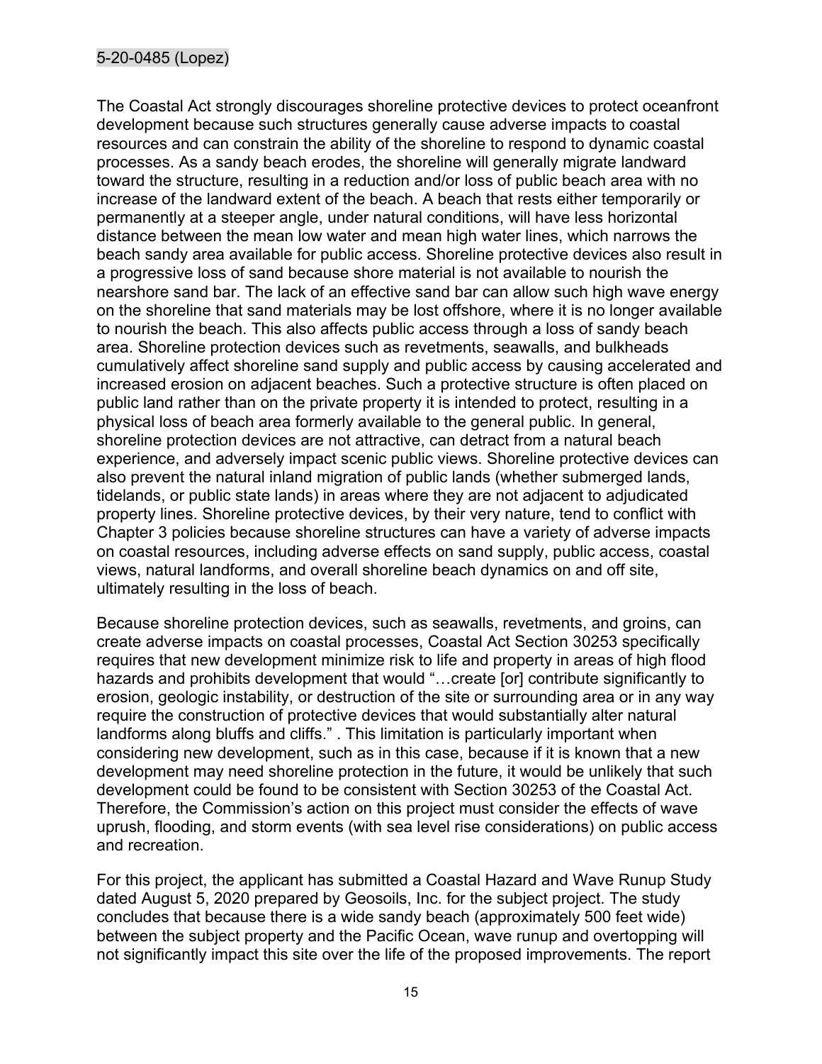The Coastal Act strongly discourages shoreline protective devices to protect oceanfront development because such structures generally cause adverse impacts to coastal resources and can constrain the ability of the shoreline to respond to dynamic coastal processes. As a sandy beach erodes, the shoreline will generally migrate landward toward the structure, resulting in a reduction and/or loss of public beach area with no increase of the landward extent of the beach. A beach that rests either temporarily or permanently at a steeper angle, under natural conditions, will have less horizontal distance between the mean low water and mean high water lines, which narrows the beach sandy area available for public access. Shoreline protective devices also result in a progressive loss of sand because shore material is not available to nourish the nearshore sand bar. The lack of an effective sand bar can allow such high wave energy on the shoreline that sand materials may be lost offshore, where it is no longer available to nourish the beach. This also affects public access through a loss of sandy beach area. Shoreline protection devices such as revetments, seawalls, and bulkheads cumulatively affect shoreline sand supply and public access by causing accelerated and increased erosion on adjacent beaches. Such a protective structure is often placed on public land rather than on the private property it is intended to protect, resulting in a physical loss of beach area formerly available to the general public. In general, shoreline protection devices are not attractive, can detract from a natural beach experience, and adversely impact scenic public views. Shoreline protective devices can also prevent the natural inland migration of public lands (whether submerged lands, tidelands, or public state lands) in areas where they are not adjacent to adjudicated property lines. Shoreline protective devices, by their very nature, tend to conflict with Chapter 3 policies because shoreline structures can have a variety of adverse impacts on coastal resources, including adverse effects on sand supply, public access, coastal views, natural landforms, and overall shoreline beach dynamics on and off site, ultimately resulting in the loss of beach.

Because shoreline protection devices, such as seawalls, revetments, and groins, can create adverse impacts on coastal processes, Coastal Act Section 30253 specifically requires that new development minimize risk to life and property in areas of high flood hazards and prohibits development that would "…create [or] contribute significantly to erosion, geologic instability, or destruction of the site or surrounding area or in any way require the construction of protective devices that would substantially alter natural landforms along bluffs and cliffs." . This limitation is particularly important when considering new development, such as in this case, because if it is known that a new development may need shoreline protection in the future, it would be unlikely that such development could be found to be consistent with Section 30253 of the Coastal Act. Therefore, the Commission's action on this project must consider the effects of wave uprush, flooding, and storm events (with sea level rise considerations) on public access and recreation.

For this project, the applicant has submitted a Coastal Hazard and Wave Runup Study dated August 5, 2020 prepared by Geosoils, Inc. for the subject project. The study concludes that because there is a wide sandy beach (approximately 500 feet wide) between the subject property and the Pacific Ocean, wave runup and overtopping will not significantly impact this site over the life of the proposed improvements. The report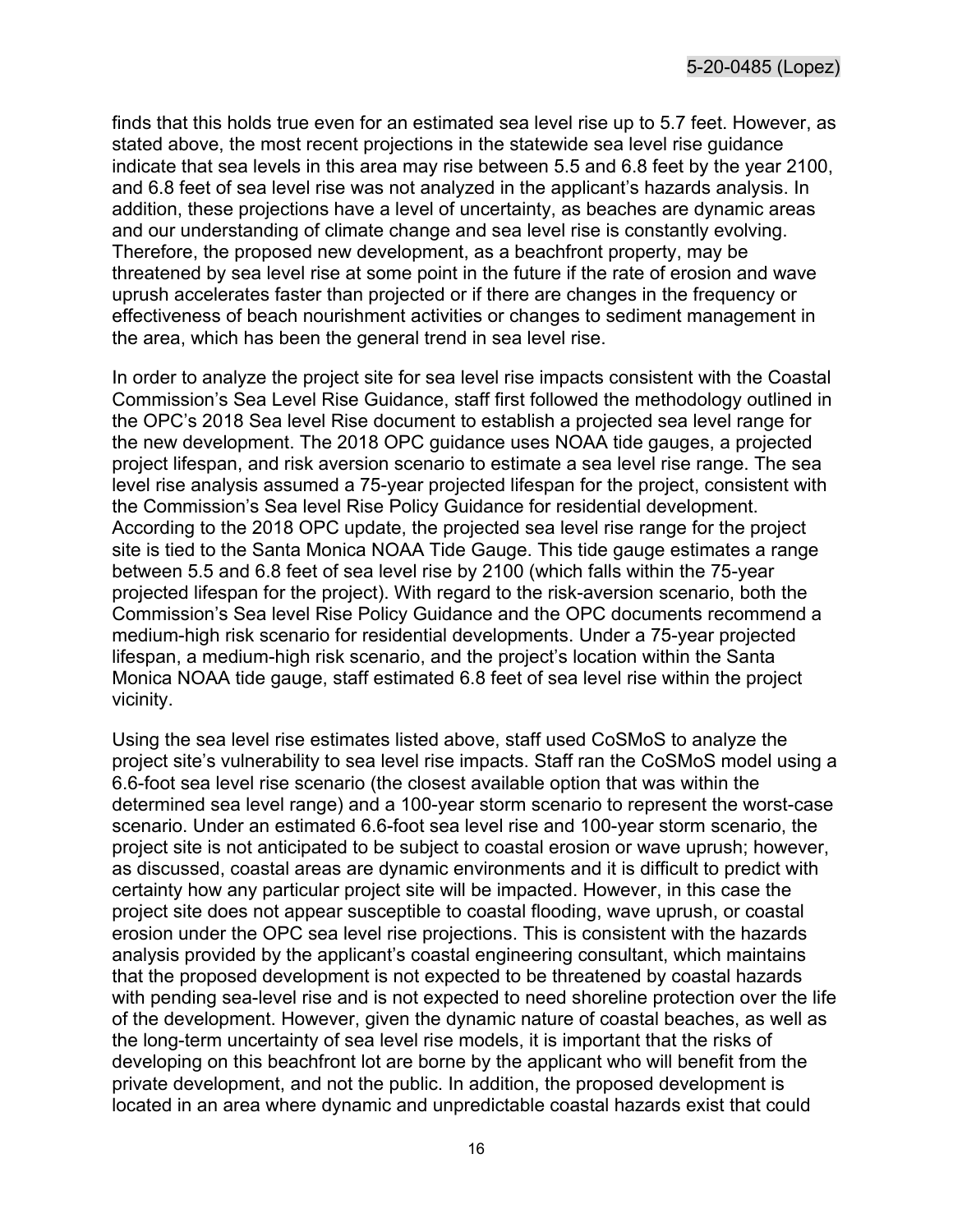finds that this holds true even for an estimated sea level rise up to 5.7 feet. However, as stated above, the most recent projections in the statewide sea level rise guidance indicate that sea levels in this area may rise between 5.5 and 6.8 feet by the year 2100, and 6.8 feet of sea level rise was not analyzed in the applicant's hazards analysis. In addition, these projections have a level of uncertainty, as beaches are dynamic areas and our understanding of climate change and sea level rise is constantly evolving. Therefore, the proposed new development, as a beachfront property, may be threatened by sea level rise at some point in the future if the rate of erosion and wave uprush accelerates faster than projected or if there are changes in the frequency or effectiveness of beach nourishment activities or changes to sediment management in the area, which has been the general trend in sea level rise.

In order to analyze the project site for sea level rise impacts consistent with the Coastal Commission's Sea Level Rise Guidance, staff first followed the methodology outlined in the OPC's 2018 Sea level Rise document to establish a projected sea level range for the new development. The 2018 OPC guidance uses NOAA tide gauges, a projected project lifespan, and risk aversion scenario to estimate a sea level rise range. The sea level rise analysis assumed a 75-year projected lifespan for the project, consistent with the Commission's Sea level Rise Policy Guidance for residential development. According to the 2018 OPC update, the projected sea level rise range for the project site is tied to the Santa Monica NOAA Tide Gauge. This tide gauge estimates a range between 5.5 and 6.8 feet of sea level rise by 2100 (which falls within the 75-year projected lifespan for the project). With regard to the risk-aversion scenario, both the Commission's Sea level Rise Policy Guidance and the OPC documents recommend a medium-high risk scenario for residential developments. Under a 75-year projected lifespan, a medium-high risk scenario, and the project's location within the Santa Monica NOAA tide gauge, staff estimated 6.8 feet of sea level rise within the project vicinity.

Using the sea level rise estimates listed above, staff used CoSMoS to analyze the project site's vulnerability to sea level rise impacts. Staff ran the CoSMoS model using a 6.6-foot sea level rise scenario (the closest available option that was within the determined sea level range) and a 100-year storm scenario to represent the worst-case scenario. Under an estimated 6.6-foot sea level rise and 100-year storm scenario, the project site is not anticipated to be subject to coastal erosion or wave uprush; however, as discussed, coastal areas are dynamic environments and it is difficult to predict with certainty how any particular project site will be impacted. However, in this case the project site does not appear susceptible to coastal flooding, wave uprush, or coastal erosion under the OPC sea level rise projections. This is consistent with the hazards analysis provided by the applicant's coastal engineering consultant, which maintains that the proposed development is not expected to be threatened by coastal hazards with pending sea-level rise and is not expected to need shoreline protection over the life of the development. However, given the dynamic nature of coastal beaches, as well as the long-term uncertainty of sea level rise models, it is important that the risks of developing on this beachfront lot are borne by the applicant who will benefit from the private development, and not the public. In addition, the proposed development is located in an area where dynamic and unpredictable coastal hazards exist that could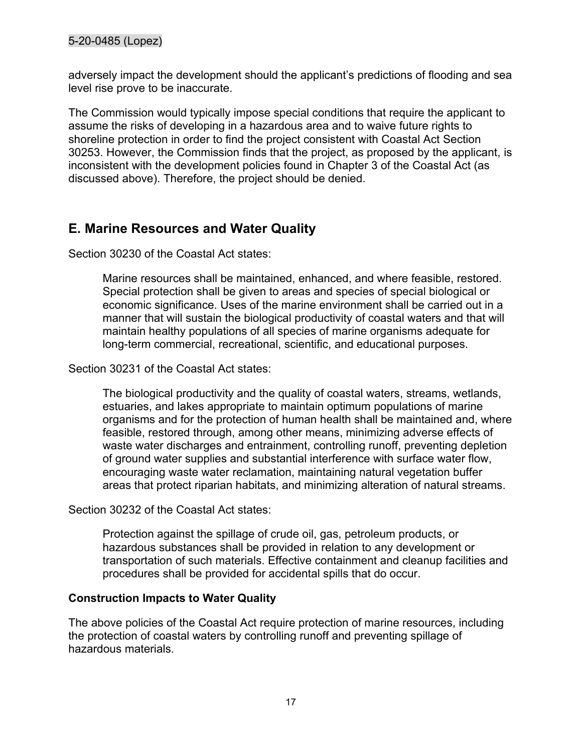adversely impact the development should the applicant's predictions of flooding and sea level rise prove to be inaccurate.

The Commission would typically impose special conditions that require the applicant to assume the risks of developing in a hazardous area and to waive future rights to shoreline protection in order to find the project consistent with Coastal Act Section 30253. However, the Commission finds that the project, as proposed by the applicant, is inconsistent with the development policies found in Chapter 3 of the Coastal Act (as discussed above). Therefore, the project should be denied.

## E. Marine Resources and Water Quality

Section 30230 of the Coastal Act states:

> Marine resources shall be maintained, enhanced, and where feasible, restored. Special protection shall be given to areas and species of special biological or economic significance. Uses of the marine environment shall be carried out in a manner that will sustain the biological productivity of coastal waters and that will maintain healthy populations of all species of marine organisms adequate for long-term commercial, recreational, scientific, and educational purposes.

Section 30231 of the Coastal Act states:

> The biological productivity and the quality of coastal waters, streams, wetlands, estuaries, and lakes appropriate to maintain optimum populations of marine organisms and for the protection of human health shall be maintained and, where feasible, restored through, among other means, minimizing adverse effects of waste water discharges and entrainment, controlling runoff, preventing depletion of ground water supplies and substantial interference with surface water flow, encouraging waste water reclamation, maintaining natural vegetation buffer areas that protect riparian habitats, and minimizing alteration of natural streams.

Section 30232 of the Coastal Act states:

> Protection against the spillage of crude oil, gas, petroleum products, or hazardous substances shall be provided in relation to any development or transportation of such materials. Effective containment and cleanup facilities and procedures shall be provided for accidental spills that do occur.

### Construction Impacts to Water Quality

The above policies of the Coastal Act require protection of marine resources, including the protection of coastal waters by controlling runoff and preventing spillage of hazardous materials.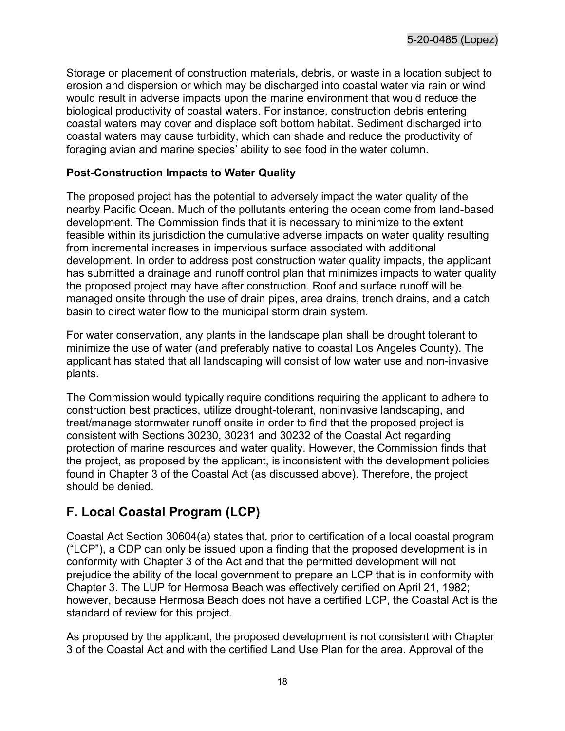Storage or placement of construction materials, debris, or waste in a location subject to erosion and dispersion or which may be discharged into coastal water via rain or wind would result in adverse impacts upon the marine environment that would reduce the biological productivity of coastal waters. For instance, construction debris entering coastal waters may cover and displace soft bottom habitat. Sediment discharged into coastal waters may cause turbidity, which can shade and reduce the productivity of foraging avian and marine species' ability to see food in the water column.

**Post-Construction Impacts to Water Quality**

The proposed project has the potential to adversely impact the water quality of the nearby Pacific Ocean. Much of the pollutants entering the ocean come from land-based development. The Commission finds that it is necessary to minimize to the extent feasible within its jurisdiction the cumulative adverse impacts on water quality resulting from incremental increases in impervious surface associated with additional development. In order to address post construction water quality impacts, the applicant has submitted a drainage and runoff control plan that minimizes impacts to water quality the proposed project may have after construction. Roof and surface runoff will be managed onsite through the use of drain pipes, area drains, trench drains, and a catch basin to direct water flow to the municipal storm drain system.

For water conservation, any plants in the landscape plan shall be drought tolerant to minimize the use of water (and preferably native to coastal Los Angeles County). The applicant has stated that all landscaping will consist of low water use and non-invasive plants.

The Commission would typically require conditions requiring the applicant to adhere to construction best practices, utilize drought-tolerant, noninvasive landscaping, and treat/manage stormwater runoff onsite in order to find that the proposed project is consistent with Sections 30230, 30231 and 30232 of the Coastal Act regarding protection of marine resources and water quality. However, the Commission finds that the project, as proposed by the applicant, is inconsistent with the development policies found in Chapter 3 of the Coastal Act (as discussed above). Therefore, the project should be denied.

## F. Local Coastal Program (LCP)

Coastal Act Section 30604(a) states that, prior to certification of a local coastal program ("LCP"), a CDP can only be issued upon a finding that the proposed development is in conformity with Chapter 3 of the Act and that the permitted development will not prejudice the ability of the local government to prepare an LCP that is in conformity with Chapter 3. The LUP for Hermosa Beach was effectively certified on April 21, 1982; however, because Hermosa Beach does not have a certified LCP, the Coastal Act is the standard of review for this project.

As proposed by the applicant, the proposed development is not consistent with Chapter 3 of the Coastal Act and with the certified Land Use Plan for the area. Approval of the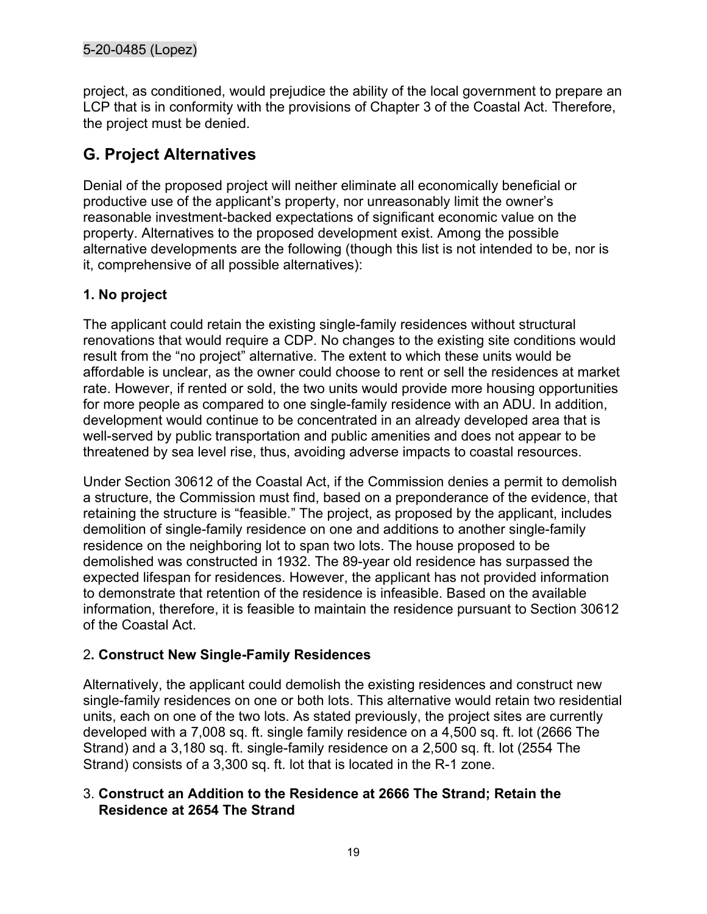project, as conditioned, would prejudice the ability of the local government to prepare an LCP that is in conformity with the provisions of Chapter 3 of the Coastal Act. Therefore, the project must be denied.

## G. Project Alternatives

Denial of the proposed project will neither eliminate all economically beneficial or productive use of the applicant's property, nor unreasonably limit the owner's reasonable investment-backed expectations of significant economic value on the property. Alternatives to the proposed development exist. Among the possible alternative developments are the following (though this list is not intended to be, nor is it, comprehensive of all possible alternatives):

### 1. No project

The applicant could retain the existing single-family residences without structural renovations that would require a CDP. No changes to the existing site conditions would result from the "no project" alternative. The extent to which these units would be affordable is unclear, as the owner could choose to rent or sell the residences at market rate. However, if rented or sold, the two units would provide more housing opportunities for more people as compared to one single-family residence with an ADU. In addition, development would continue to be concentrated in an already developed area that is well-served by public transportation and public amenities and does not appear to be threatened by sea level rise, thus, avoiding adverse impacts to coastal resources.

Under Section 30612 of the Coastal Act, if the Commission denies a permit to demolish a structure, the Commission must find, based on a preponderance of the evidence, that retaining the structure is "feasible." The project, as proposed by the applicant, includes demolition of single-family residence on one and additions to another single-family residence on the neighboring lot to span two lots. The house proposed to be demolished was constructed in 1932. The 89-year old residence has surpassed the expected lifespan for residences. However, the applicant has not provided information to demonstrate that retention of the residence is infeasible. Based on the available information, therefore, it is feasible to maintain the residence pursuant to Section 30612 of the Coastal Act.

### 2. Construct New Single-Family Residences

Alternatively, the applicant could demolish the existing residences and construct new single-family residences on one or both lots. This alternative would retain two residential units, each on one of the two lots. As stated previously, the project sites are currently developed with a 7,008 sq. ft. single family residence on a 4,500 sq. ft. lot (2666 The Strand) and a 3,180 sq. ft. single-family residence on a 2,500 sq. ft. lot (2554 The Strand) consists of a 3,300 sq. ft. lot that is located in the R-1 zone.

### 3. Construct an Addition to the Residence at 2666 The Strand; Retain the Residence at 2654 The Strand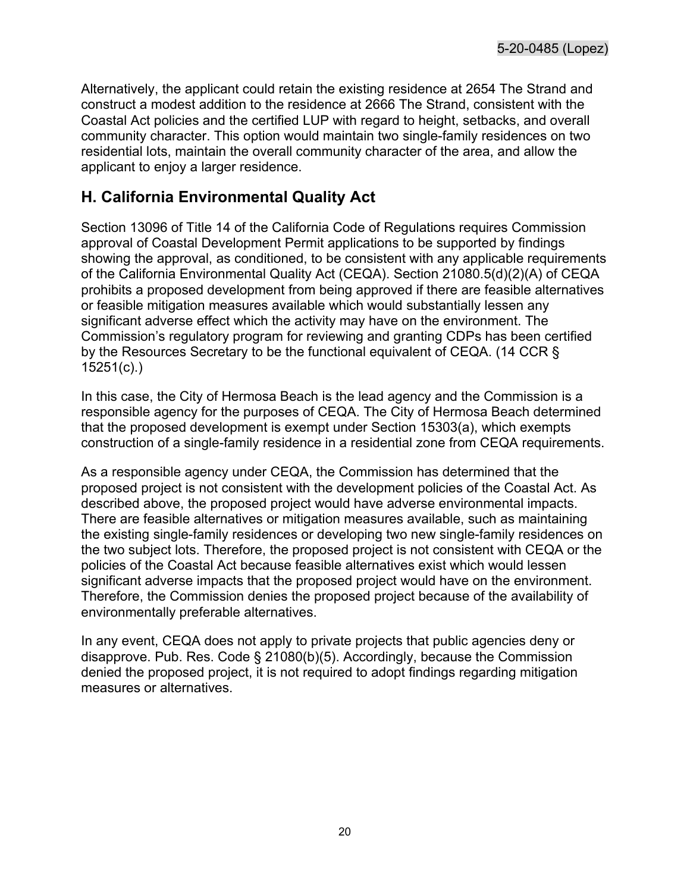Alternatively, the applicant could retain the existing residence at 2654 The Strand and construct a modest addition to the residence at 2666 The Strand, consistent with the Coastal Act policies and the certified LUP with regard to height, setbacks, and overall community character. This option would maintain two single-family residences on two residential lots, maintain the overall community character of the area, and allow the applicant to enjoy a larger residence.

## H. California Environmental Quality Act

Section 13096 of Title 14 of the California Code of Regulations requires Commission approval of Coastal Development Permit applications to be supported by findings showing the approval, as conditioned, to be consistent with any applicable requirements of the California Environmental Quality Act (CEQA). Section 21080.5(d)(2)(A) of CEQA prohibits a proposed development from being approved if there are feasible alternatives or feasible mitigation measures available which would substantially lessen any significant adverse effect which the activity may have on the environment. The Commission's regulatory program for reviewing and granting CDPs has been certified by the Resources Secretary to be the functional equivalent of CEQA. (14 CCR § 15251(c).)

In this case, the City of Hermosa Beach is the lead agency and the Commission is a responsible agency for the purposes of CEQA. The City of Hermosa Beach determined that the proposed development is exempt under Section 15303(a), which exempts construction of a single-family residence in a residential zone from CEQA requirements.

As a responsible agency under CEQA, the Commission has determined that the proposed project is not consistent with the development policies of the Coastal Act. As described above, the proposed project would have adverse environmental impacts. There are feasible alternatives or mitigation measures available, such as maintaining the existing single-family residences or developing two new single-family residences on the two subject lots. Therefore, the proposed project is not consistent with CEQA or the policies of the Coastal Act because feasible alternatives exist which would lessen significant adverse impacts that the proposed project would have on the environment. Therefore, the Commission denies the proposed project because of the availability of environmentally preferable alternatives.

In any event, CEQA does not apply to private projects that public agencies deny or disapprove. Pub. Res. Code § 21080(b)(5). Accordingly, because the Commission denied the proposed project, it is not required to adopt findings regarding mitigation measures or alternatives.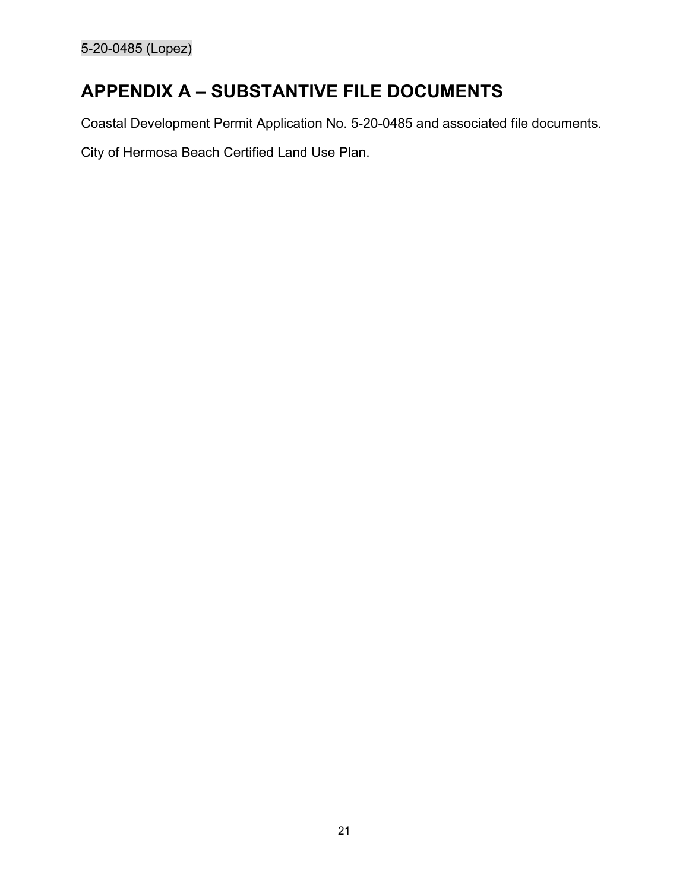# APPENDIX A – SUBSTANTIVE FILE DOCUMENTS

Coastal Development Permit Application No. 5-20-0485 and associated file documents.

City of Hermosa Beach Certified Land Use Plan.